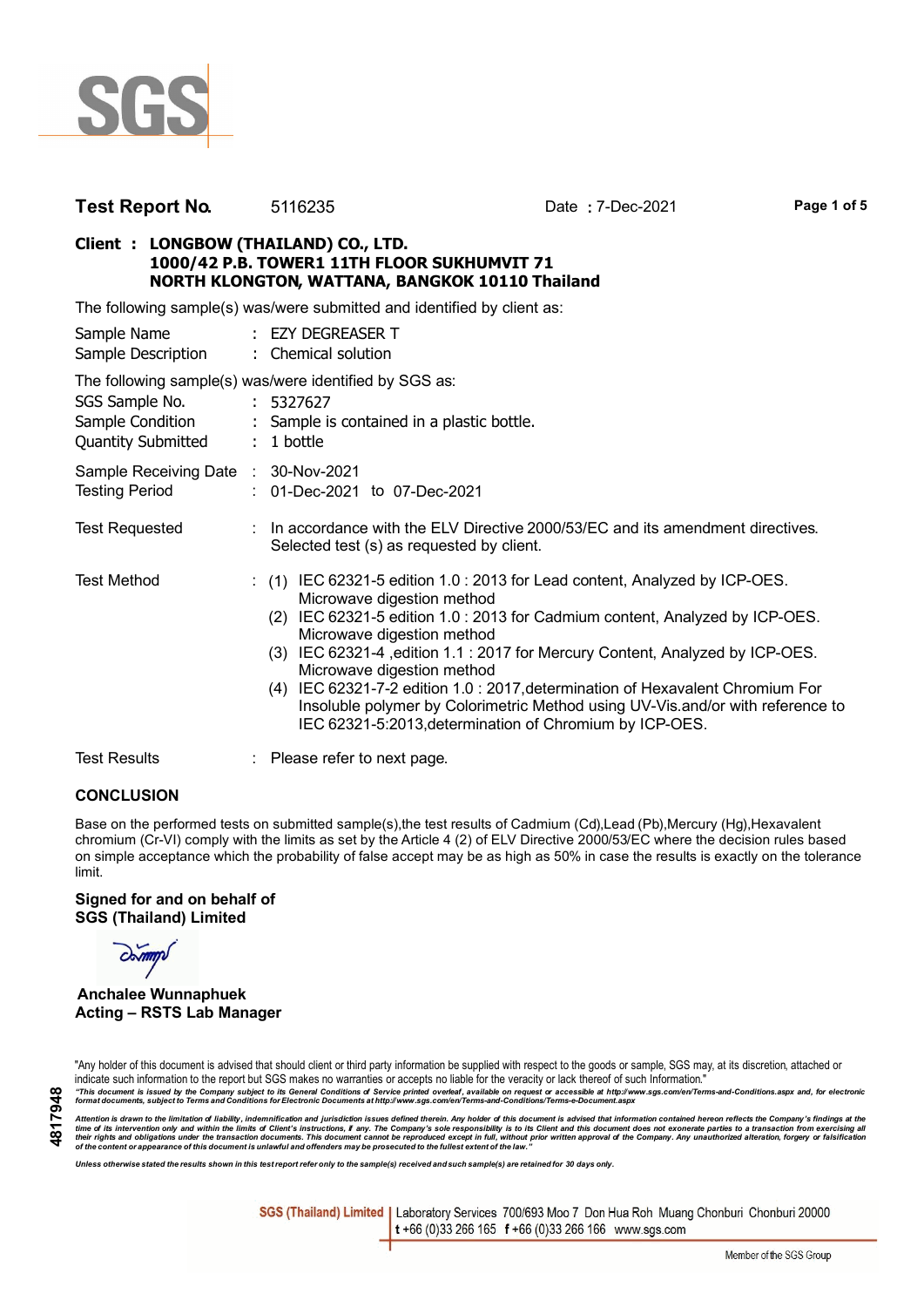**Test Report No.** 5116235 Date : 7-Dec-2021

**Client : LONGBOW (THAILAND) CO., LTD.**
**1000/42 P.B. TOWER1 11TH FLOOR SUKHUMVIT 71**
**NORTH KLONGTON, WATTANA, BANGKOK 10110 Thailand**

The following sample(s) was/were submitted and identified by client as:

| | | |
|---|---|---|
| Sample Name | : | EZY DEGREASER T |
| Sample Description | : | Chemical solution |

The following sample(s) was/were identified by SGS as:

| | | |
|---|---|---|
| SGS Sample No. | : | 5327627 |
| Sample Condition | : | Sample is contained in a plastic bottle. |
| Quantity Submitted | : | 1 bottle |
| Sample Receiving Date | : | 30-Nov-2021 |
| Testing Period | : | 01-Dec-2021 to 07-Dec-2021 |
| Test Requested | : | In accordance with the ELV Directive 2000/53/EC and its amendment directives. Selected test (s) as requested by client. |

Test Method :

(1) IEC 62321-5 edition 1.0 : 2013 for Lead content, Analyzed by ICP-OES. Microwave digestion method
(2) IEC 62321-5 edition 1.0 : 2013 for Cadmium content, Analyzed by ICP-OES. Microwave digestion method
(3) IEC 62321-4 ,edition 1.1 : 2017 for Mercury Content, Analyzed by ICP-OES. Microwave digestion method
(4) IEC 62321-7-2 edition 1.0 : 2017,determination of Hexavalent Chromium For Insoluble polymer by Colorimetric Method using UV-Vis.and/or with reference to IEC 62321-5:2013,determination of Chromium by ICP-OES.

Test Results : Please refer to next page.

**CONCLUSION**

Base on the performed tests on submitted sample(s),the test results of Cadmium (Cd),Lead (Pb),Mercury (Hg),Hexavalent chromium (Cr-VI) comply with the limits as set by the Article 4 (2) of ELV Directive 2000/53/EC where the decision rules based on simple acceptance which the probability of false accept may be as high as 50% in case the results is exactly on the tolerance limit.

**Signed for and on behalf of**
**SGS (Thailand) Limited**

**Anchalee Wunnaphuek**
**Acting – RSTS Lab Manager**

"Any holder of this document is advised that should client or third party information be supplied with respect to the goods or sample, SGS may, at its discretion, attached or indicate such information to the report but SGS makes no warranties or accepts no liable for the veracity or lack thereof of such Information."

*"This document is issued by the Company subject to its General Conditions of Service printed overleaf, available on request or accessible at http://www.sgs.com/en/Terms-and-Conditions.aspx and, for electronic format documents, subject to Terms and Conditions for Electronic Documents at http://www.sgs.com/en/Terms-and-Conditions/Terms-e-Document.aspx*

*Attention is drawn to the limitation of liability, indemnification and jurisdiction issues defined therein. Any holder of this document is advised that information contained hereon reflects the Company's findings at the time of its intervention only and within the limits of Client's instructions, if any. The Company's sole responsibility is to its Client and this document does not exonerate parties to a transaction from exercising all their rights and obligations under the transaction documents. This document cannot be reproduced except in full, without prior written approval of the Company. Any unauthorized alteration, forgery or falsification of the content or appearance of this document is unlawful and offenders may be prosecuted to the fullest extent of the law."*

*Unless otherwise stated the results shown in this test report refer only to the sample(s) received and such sample(s) are retained for 30 days only.*

4817948

SGS (Thailand) Limited | Laboratory Services 700/693 Moo 7 Don Hua Roh Muang Chonburi Chonburi 20000
t +66 (0)33 266 165 f +66 (0)33 266 166 www.sgs.com

Member of the SGS Group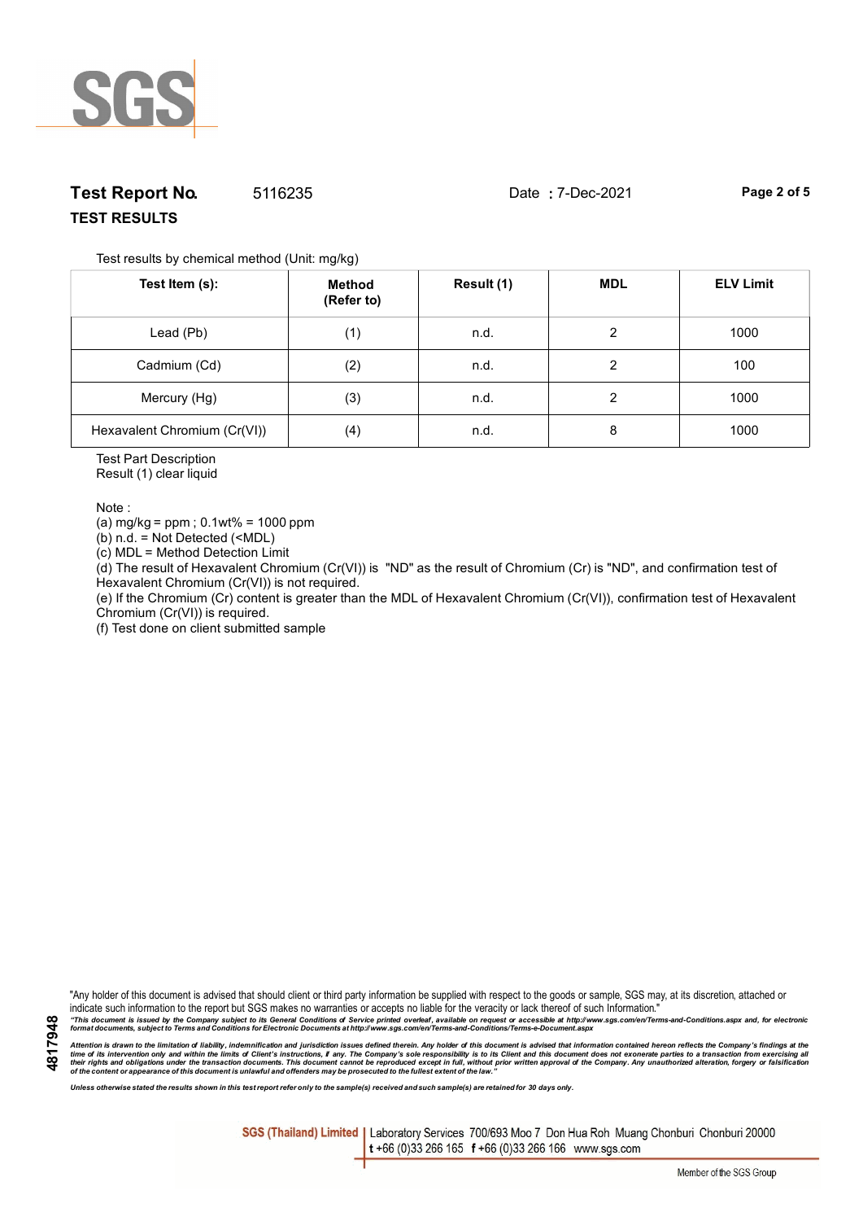**Test Report No.** 5116235 Date : 7-Dec-2021

**TEST RESULTS**

Test results by chemical method (Unit: mg/kg)

| Test Item (s): | Method (Refer to) | Result (1) | MDL | ELV Limit |
|---|---|---|---|---|
| Lead (Pb) | (1) | n.d. | 2 | 1000 |
| Cadmium (Cd) | (2) | n.d. | 2 | 100 |
| Mercury (Hg) | (3) | n.d. | 2 | 1000 |
| Hexavalent Chromium (Cr(VI)) | (4) | n.d. | 8 | 1000 |

Test Part Description
Result (1) clear liquid

Note :
(a) mg/kg = ppm ; 0.1wt% = 1000 ppm
(b) n.d. = Not Detected (<MDL)
(c) MDL = Method Detection Limit
(d) The result of Hexavalent Chromium (Cr(VI)) is "ND" as the result of Chromium (Cr) is "ND", and confirmation test of Hexavalent Chromium (Cr(VI)) is not required.
(e) If the Chromium (Cr) content is greater than the MDL of Hexavalent Chromium (Cr(VI)), confirmation test of Hexavalent Chromium (Cr(VI)) is required.
(f) Test done on client submitted sample

"Any holder of this document is advised that should client or third party information be supplied with respect to the goods or sample, SGS may, at its discretion, attached or indicate such information to the report but SGS makes no warranties or accepts no liable for the veracity or lack thereof of such Information."

*"This document is issued by the Company subject to its General Conditions of Service printed overleaf, available on request or accessible at http://www.sgs.com/en/Terms-and-Conditions.aspx and, for electronic format documents, subject to Terms and Conditions for Electronic Documents at http://www.sgs.com/en/Terms-and-Conditions/Terms-e-Document.aspx*

*Attention is drawn to the limitation of liability, indemnification and jurisdiction issues defined therein. Any holder of this document is advised that information contained hereon reflects the Company's findings at the time of its intervention only and within the limits of Client's instructions, if any. The Company's sole responsibility is to its Client and this document does not exonerate parties to a transaction from exercising all their rights and obligations under the transaction documents. This document cannot be reproduced except in full, without prior written approval of the Company. Any unauthorized alteration, forgery or falsification of the content or appearance of this document is unlawful and offenders may be prosecuted to the fullest extent of the law."*

*Unless otherwise stated the results shown in this test report refer only to the sample(s) received and such sample(s) are retained for 30 days only.*

4817948

**SGS (Thailand) Limited** | Laboratory Services 700/693 Moo 7 Don Hua Roh Muang Chonburi Chonburi 20000
t +66 (0)33 266 165 f +66 (0)33 266 166 www.sgs.com

Member of the SGS Group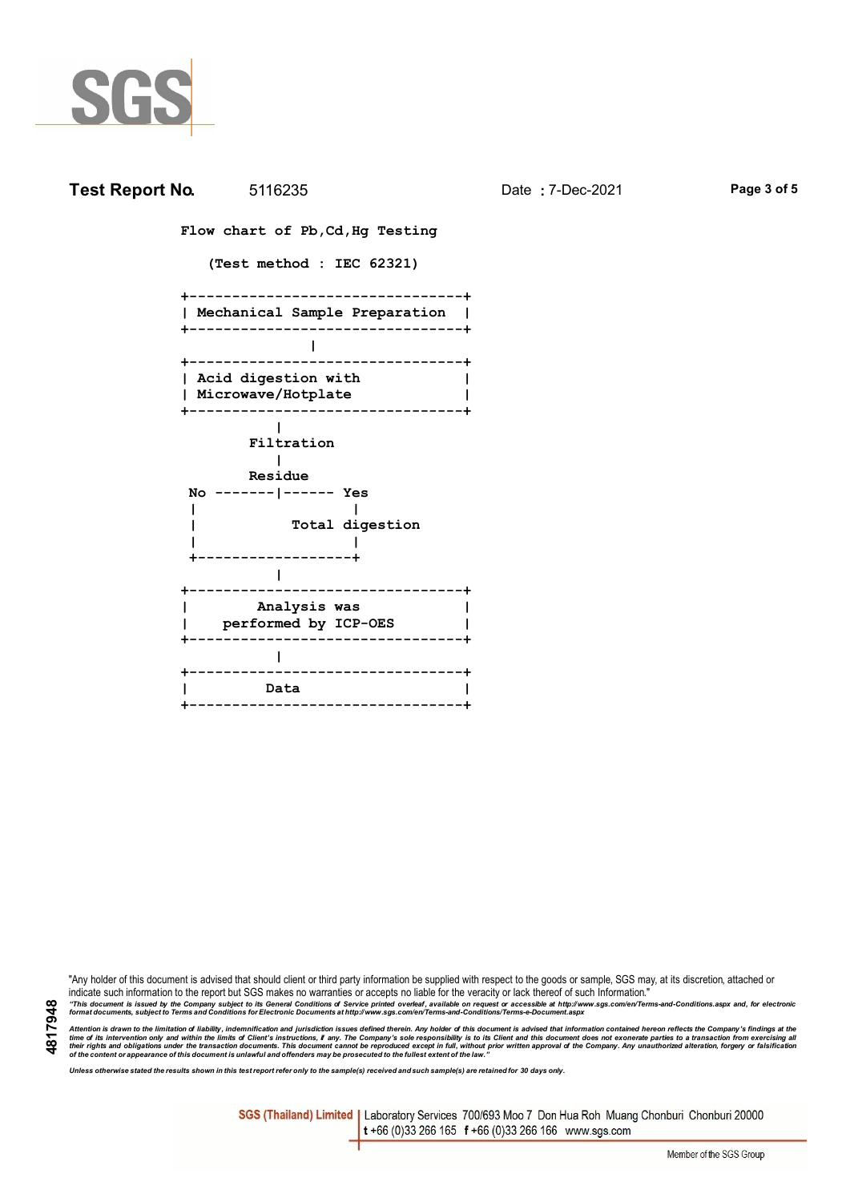**Test Report No.** 5116235 Date : 7-Dec-2021

```
Flow chart of Pb,Cd,Hg Testing

   (Test method : IEC 62321)

+--------------------------------+
| Mechanical Sample Preparation  |
+--------------------------------+
               |
+--------------------------------+
| Acid digestion with            |
| Microwave/Hotplate             |
+--------------------------------+
           |
        Filtration
           |
        Residue
 No -------|------ Yes
 |                 |
 |           Total digestion
 |                 |
 +-----------------+
           |
+--------------------------------+
|        Analysis was            |
|    performed by ICP-OES        |
+--------------------------------+
           |
+--------------------------------+
|         Data                   |
+--------------------------------+
```

"Any holder of this document is advised that should client or third party information be supplied with respect to the goods or sample, SGS may, at its discretion, attached or indicate such information to the report but SGS makes no warranties or accepts no liable for the veracity or lack thereof of such Information."

*"This document is issued by the Company subject to its General Conditions of Service printed overleaf, available on request or accessible at http://www.sgs.com/en/Terms-and-Conditions.aspx and, for electronic format documents, subject to Terms and Conditions for Electronic Documents at http://www.sgs.com/en/Terms-and-Conditions/Terms-e-Document.aspx*

*Attention is drawn to the limitation of liability, indemnification and jurisdiction issues defined therein. Any holder of this document is advised that information contained hereon reflects the Company's findings at the time of its intervention only and within the limits of Client's instructions, if any. The Company's sole responsibility is to its Client and this document does not exonerate parties to a transaction from exercising all their rights and obligations under the transaction documents. This document cannot be reproduced except in full, without prior written approval of the Company. Any unauthorized alteration, forgery or falsification of the content or appearance of this document is unlawful and offenders may be prosecuted to the fullest extent of the law."*

*Unless otherwise stated the results shown in this test report refer only to the sample(s) received and such sample(s) are retained for 30 days only.*

4817948

**SGS (Thailand) Limited** | Laboratory Services 700/693 Moo 7 Don Hua Roh Muang Chonburi Chonburi 20000
t +66 (0)33 266 165 f +66 (0)33 266 166 www.sgs.com

Member of the SGS Group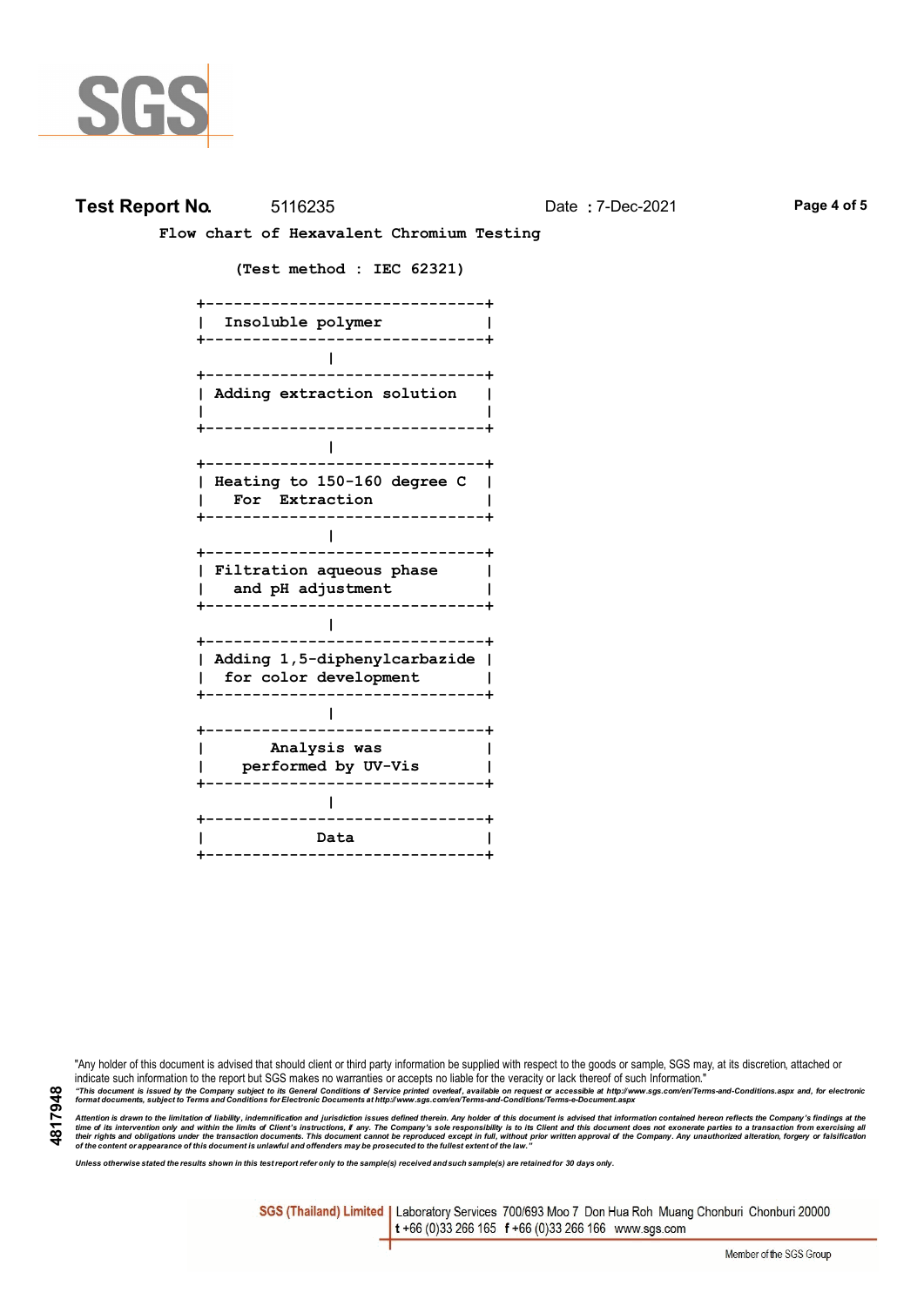**Test Report No.** 5116235 Date : 7-Dec-2021

**Flow chart of Hexavalent Chromium Testing**

**(Test method : IEC 62321)**

```
+-------------------------------+
|  Insoluble polymer            |
+-------------------------------+
               |
+-------------------------------+
| Adding extraction solution    |
|                               |
+-------------------------------+
               |
+-------------------------------+
| Heating to 150-160 degree C   |
|   For  Extraction             |
+-------------------------------+
               |
+-------------------------------+
| Filtration aqueous phase      |
|   and pH adjustment           |
+-------------------------------+
               |
+-------------------------------+
| Adding 1,5-diphenylcarbazide  |
|  for color development        |
+-------------------------------+
               |
+-------------------------------+
|       Analysis was            |
|    performed by UV-Vis        |
+-------------------------------+
               |
+-------------------------------+
|            Data               |
+-------------------------------+
```

"Any holder of this document is advised that should client or third party information be supplied with respect to the goods or sample, SGS may, at its discretion, attached or indicate such information to the report but SGS makes no warranties or accepts no liable for the veracity or lack thereof of such Information."

*"This document is issued by the Company subject to its General Conditions of Service printed overleaf, available on request or accessible at http://www.sgs.com/en/Terms-and-Conditions.aspx and, for electronic format documents, subject to Terms and Conditions for Electronic Documents at http://www.sgs.com/en/Terms-and-Conditions/Terms-e-Document.aspx*

*Attention is drawn to the limitation of liability, indemnification and jurisdiction issues defined therein. Any holder of this document is advised that information contained hereon reflects the Company's findings at the time of its intervention only and within the limits of Client's instructions, if any. The Company's sole responsibility is to its Client and this document does not exonerate parties to a transaction from exercising all their rights and obligations under the transaction documents. This document cannot be reproduced except in full, without prior written approval of the Company. Any unauthorized alteration, forgery or falsification of the content or appearance of this document is unlawful and offenders may be prosecuted to the fullest extent of the law."*

*Unless otherwise stated the results shown in this test report refer only to the sample(s) received and such sample(s) are retained for 30 days only.*

4817948

**SGS (Thailand) Limited** | Laboratory Services 700/693 Moo 7 Don Hua Roh Muang Chonburi Chonburi 20000
t +66 (0)33 266 165 f +66 (0)33 266 166 www.sgs.com

Member of the SGS Group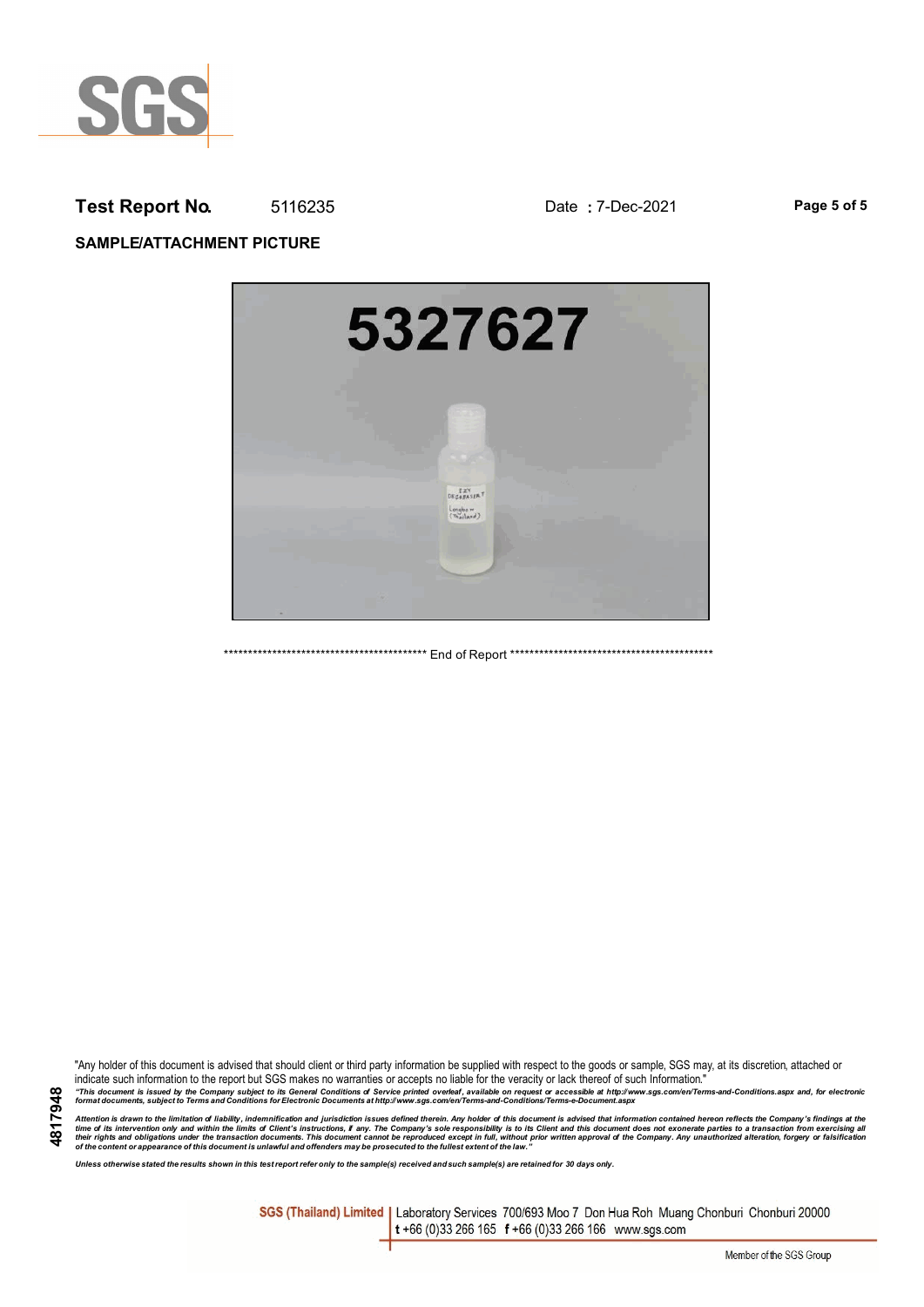**Test Report No.** 5116235 Date **:** 7-Dec-2021

**SAMPLE/ATTACHMENT PICTURE**

5327627

********************************************* End of Report *********************************************

"Any holder of this document is advised that should client or third party information be supplied with respect to the goods or sample, SGS may, at its discretion, attached or indicate such information to the report but SGS makes no warranties or accepts no liable for the veracity or lack thereof of such Information."

*"This document is issued by the Company subject to its General Conditions of Service printed overleaf, available on request or accessible at http://www.sgs.com/en/Terms-and-Conditions.aspx and, for electronic format documents, subject to Terms and Conditions for Electronic Documents at http://www.sgs.com/en/Terms-and-Conditions/Terms-e-Document.aspx*

*Attention is drawn to the limitation of liability, indemnification and jurisdiction issues defined therein. Any holder of this document is advised that information contained hereon reflects the Company's findings at the time of its intervention only and within the limits of Client's instructions, if any. The Company's sole responsibility is to its Client and this document does not exonerate parties to a transaction from exercising all their rights and obligations under the transaction documents. This document cannot be reproduced except in full, without prior written approval of the Company. Any unauthorized alteration, forgery or falsification of the content or appearance of this document is unlawful and offenders may be prosecuted to the fullest extent of the law."*

***Unless otherwise stated the results shown in this test report refer only to the sample(s) received and such sample(s) are retained for 30 days only.***

4817948

**SGS (Thailand) Limited** | Laboratory Services 700/693 Moo 7 Don Hua Roh Muang Chonburi Chonburi 20000
**t** +66 (0)33 266 165 **f** +66 (0)33 266 166 www.sgs.com

Member of the SGS Group